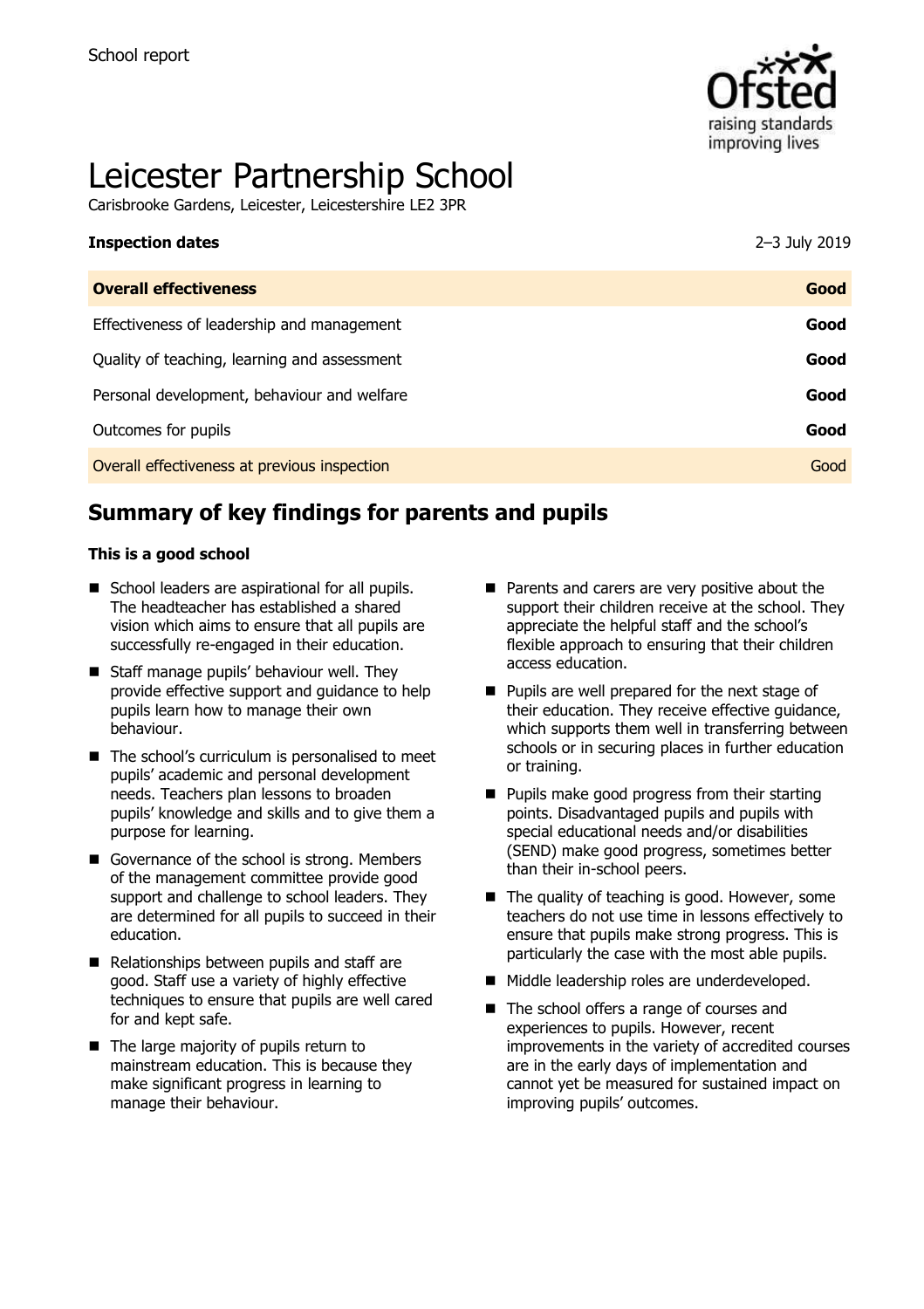School report

# Leicester Partnership School

Carisbrooke Gardens, Leicester, Leicestershire LE2 3PR

| **Inspection dates** | 2–3 July 2019 |
|---|---|
| **Overall effectiveness** | **Good** |
| Effectiveness of leadership and management | **Good** |
| Quality of teaching, learning and assessment | **Good** |
| Personal development, behaviour and welfare | **Good** |
| Outcomes for pupils | **Good** |
| Overall effectiveness at previous inspection | Good |

## Summary of key findings for parents and pupils

**This is a good school**

- School leaders are aspirational for all pupils. The headteacher has established a shared vision which aims to ensure that all pupils are successfully re-engaged in their education.
- Staff manage pupils' behaviour well. They provide effective support and guidance to help pupils learn how to manage their own behaviour.
- The school's curriculum is personalised to meet pupils' academic and personal development needs. Teachers plan lessons to broaden pupils' knowledge and skills and to give them a purpose for learning.
- Governance of the school is strong. Members of the management committee provide good support and challenge to school leaders. They are determined for all pupils to succeed in their education.
- Relationships between pupils and staff are good. Staff use a variety of highly effective techniques to ensure that pupils are well cared for and kept safe.
- The large majority of pupils return to mainstream education. This is because they make significant progress in learning to manage their behaviour.
- Parents and carers are very positive about the support their children receive at the school. They appreciate the helpful staff and the school's flexible approach to ensuring that their children access education.
- Pupils are well prepared for the next stage of their education. They receive effective guidance, which supports them well in transferring between schools or in securing places in further education or training.
- Pupils make good progress from their starting points. Disadvantaged pupils and pupils with special educational needs and/or disabilities (SEND) make good progress, sometimes better than their in-school peers.
- The quality of teaching is good. However, some teachers do not use time in lessons effectively to ensure that pupils make strong progress. This is particularly the case with the most able pupils.
- Middle leadership roles are underdeveloped.
- The school offers a range of courses and experiences to pupils. However, recent improvements in the variety of accredited courses are in the early days of implementation and cannot yet be measured for sustained impact on improving pupils' outcomes.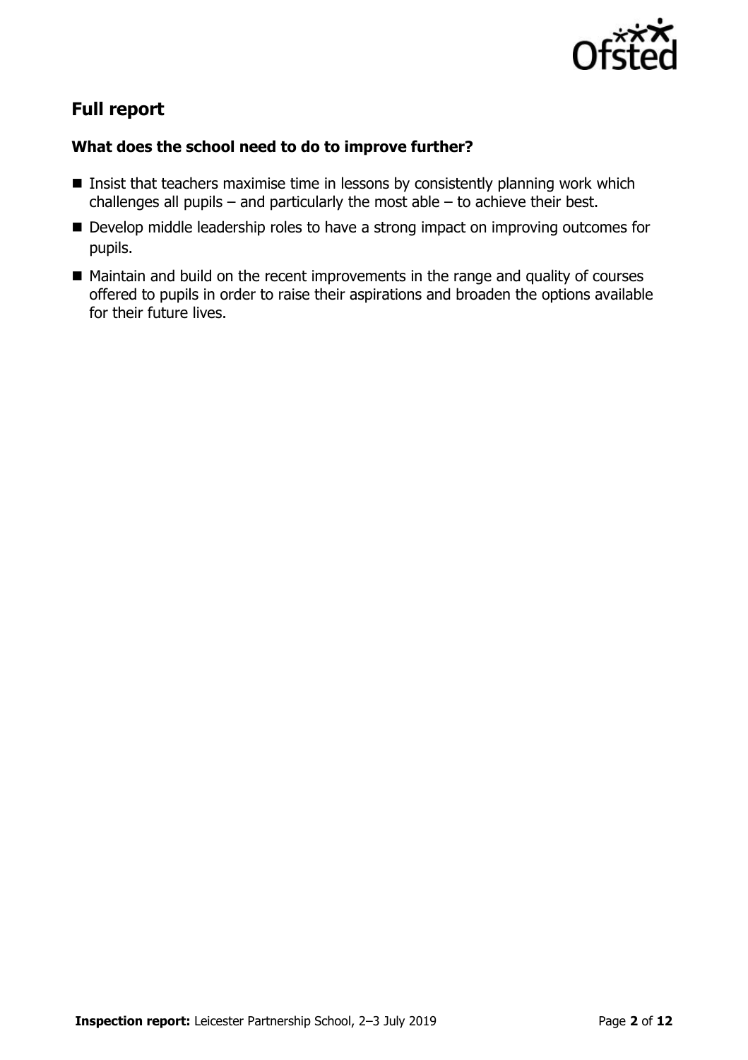## Full report

### What does the school need to do to improve further?

- Insist that teachers maximise time in lessons by consistently planning work which challenges all pupils – and particularly the most able – to achieve their best.
- Develop middle leadership roles to have a strong impact on improving outcomes for pupils.
- Maintain and build on the recent improvements in the range and quality of courses offered to pupils in order to raise their aspirations and broaden the options available for their future lives.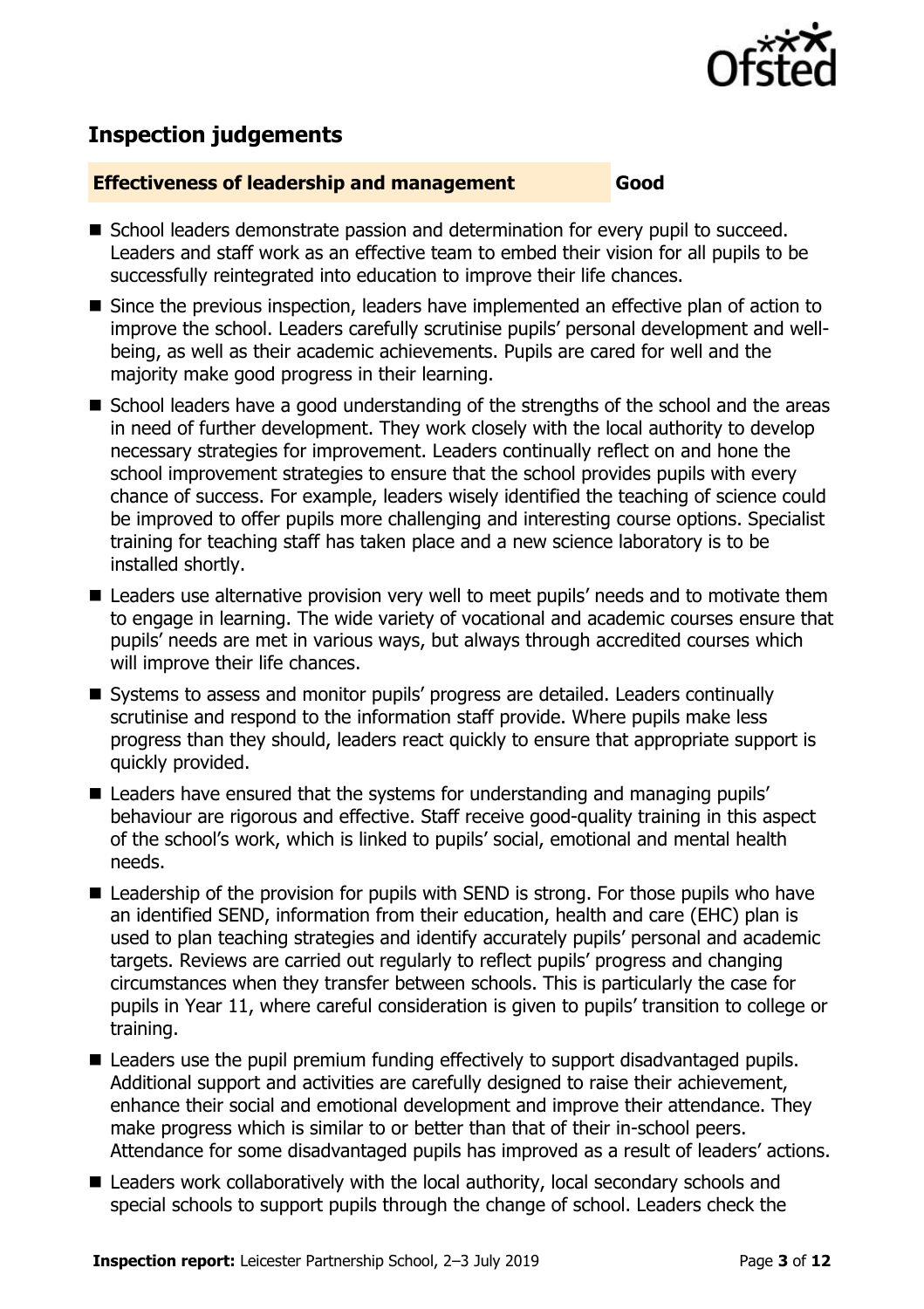## Inspection judgements

**Effectiveness of leadership and management** **Good**

- School leaders demonstrate passion and determination for every pupil to succeed. Leaders and staff work as an effective team to embed their vision for all pupils to be successfully reintegrated into education to improve their life chances.
- Since the previous inspection, leaders have implemented an effective plan of action to improve the school. Leaders carefully scrutinise pupils' personal development and well-being, as well as their academic achievements. Pupils are cared for well and the majority make good progress in their learning.
- School leaders have a good understanding of the strengths of the school and the areas in need of further development. They work closely with the local authority to develop necessary strategies for improvement. Leaders continually reflect on and hone the school improvement strategies to ensure that the school provides pupils with every chance of success. For example, leaders wisely identified the teaching of science could be improved to offer pupils more challenging and interesting course options. Specialist training for teaching staff has taken place and a new science laboratory is to be installed shortly.
- Leaders use alternative provision very well to meet pupils' needs and to motivate them to engage in learning. The wide variety of vocational and academic courses ensure that pupils' needs are met in various ways, but always through accredited courses which will improve their life chances.
- Systems to assess and monitor pupils' progress are detailed. Leaders continually scrutinise and respond to the information staff provide. Where pupils make less progress than they should, leaders react quickly to ensure that appropriate support is quickly provided.
- Leaders have ensured that the systems for understanding and managing pupils' behaviour are rigorous and effective. Staff receive good-quality training in this aspect of the school's work, which is linked to pupils' social, emotional and mental health needs.
- Leadership of the provision for pupils with SEND is strong. For those pupils who have an identified SEND, information from their education, health and care (EHC) plan is used to plan teaching strategies and identify accurately pupils' personal and academic targets. Reviews are carried out regularly to reflect pupils' progress and changing circumstances when they transfer between schools. This is particularly the case for pupils in Year 11, where careful consideration is given to pupils' transition to college or training.
- Leaders use the pupil premium funding effectively to support disadvantaged pupils. Additional support and activities are carefully designed to raise their achievement, enhance their social and emotional development and improve their attendance. They make progress which is similar to or better than that of their in-school peers. Attendance for some disadvantaged pupils has improved as a result of leaders' actions.
- Leaders work collaboratively with the local authority, local secondary schools and special schools to support pupils through the change of school. Leaders check the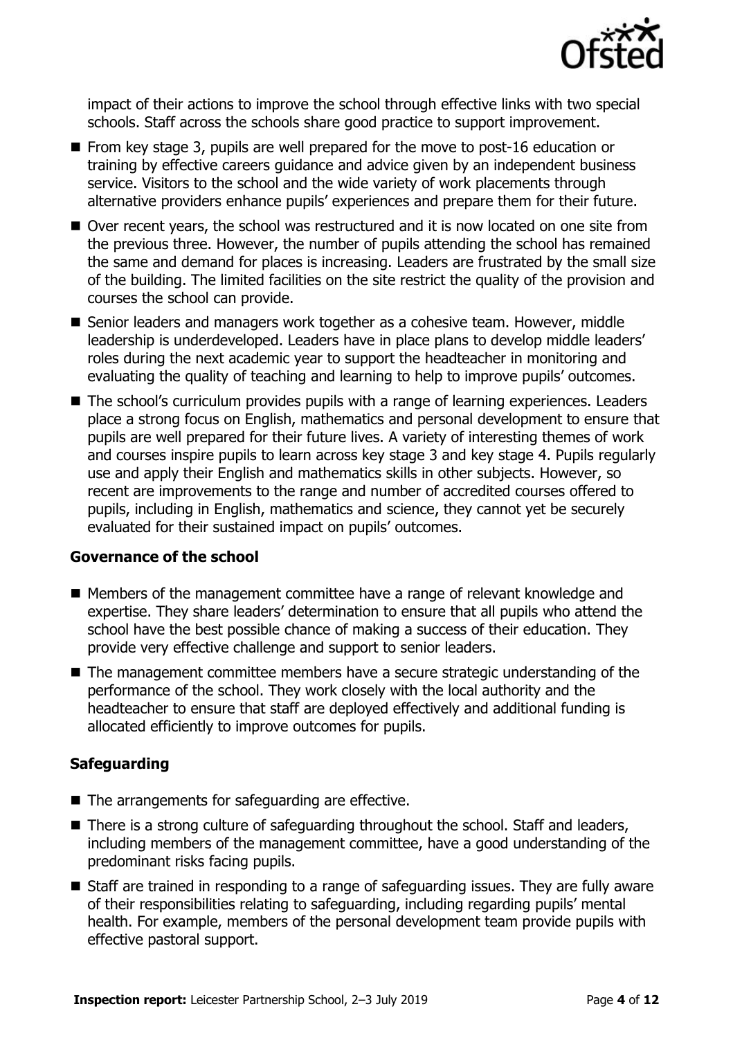impact of their actions to improve the school through effective links with two special schools. Staff across the schools share good practice to support improvement.

- From key stage 3, pupils are well prepared for the move to post-16 education or training by effective careers guidance and advice given by an independent business service. Visitors to the school and the wide variety of work placements through alternative providers enhance pupils' experiences and prepare them for their future.
- Over recent years, the school was restructured and it is now located on one site from the previous three. However, the number of pupils attending the school has remained the same and demand for places is increasing. Leaders are frustrated by the small size of the building. The limited facilities on the site restrict the quality of the provision and courses the school can provide.
- Senior leaders and managers work together as a cohesive team. However, middle leadership is underdeveloped. Leaders have in place plans to develop middle leaders' roles during the next academic year to support the headteacher in monitoring and evaluating the quality of teaching and learning to help to improve pupils' outcomes.
- The school's curriculum provides pupils with a range of learning experiences. Leaders place a strong focus on English, mathematics and personal development to ensure that pupils are well prepared for their future lives. A variety of interesting themes of work and courses inspire pupils to learn across key stage 3 and key stage 4. Pupils regularly use and apply their English and mathematics skills in other subjects. However, so recent are improvements to the range and number of accredited courses offered to pupils, including in English, mathematics and science, they cannot yet be securely evaluated for their sustained impact on pupils' outcomes.

### Governance of the school

- Members of the management committee have a range of relevant knowledge and expertise. They share leaders' determination to ensure that all pupils who attend the school have the best possible chance of making a success of their education. They provide very effective challenge and support to senior leaders.
- The management committee members have a secure strategic understanding of the performance of the school. They work closely with the local authority and the headteacher to ensure that staff are deployed effectively and additional funding is allocated efficiently to improve outcomes for pupils.

### Safeguarding

- The arrangements for safeguarding are effective.
- There is a strong culture of safeguarding throughout the school. Staff and leaders, including members of the management committee, have a good understanding of the predominant risks facing pupils.
- Staff are trained in responding to a range of safeguarding issues. They are fully aware of their responsibilities relating to safeguarding, including regarding pupils' mental health. For example, members of the personal development team provide pupils with effective pastoral support.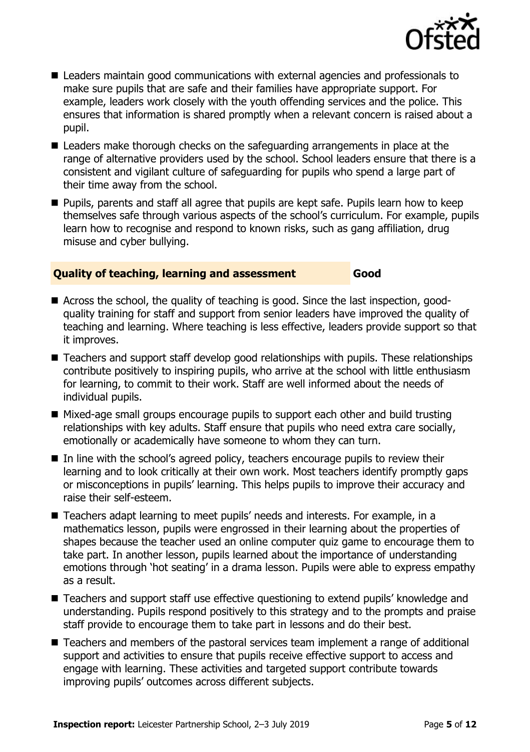- Leaders maintain good communications with external agencies and professionals to make sure pupils that are safe and their families have appropriate support. For example, leaders work closely with the youth offending services and the police. This ensures that information is shared promptly when a relevant concern is raised about a pupil.
- Leaders make thorough checks on the safeguarding arrangements in place at the range of alternative providers used by the school. School leaders ensure that there is a consistent and vigilant culture of safeguarding for pupils who spend a large part of their time away from the school.
- Pupils, parents and staff all agree that pupils are kept safe. Pupils learn how to keep themselves safe through various aspects of the school's curriculum. For example, pupils learn how to recognise and respond to known risks, such as gang affiliation, drug misuse and cyber bullying.

### Quality of teaching, learning and assessment — Good

- Across the school, the quality of teaching is good. Since the last inspection, good-quality training for staff and support from senior leaders have improved the quality of teaching and learning. Where teaching is less effective, leaders provide support so that it improves.
- Teachers and support staff develop good relationships with pupils. These relationships contribute positively to inspiring pupils, who arrive at the school with little enthusiasm for learning, to commit to their work. Staff are well informed about the needs of individual pupils.
- Mixed-age small groups encourage pupils to support each other and build trusting relationships with key adults. Staff ensure that pupils who need extra care socially, emotionally or academically have someone to whom they can turn.
- In line with the school's agreed policy, teachers encourage pupils to review their learning and to look critically at their own work. Most teachers identify promptly gaps or misconceptions in pupils' learning. This helps pupils to improve their accuracy and raise their self-esteem.
- Teachers adapt learning to meet pupils' needs and interests. For example, in a mathematics lesson, pupils were engrossed in their learning about the properties of shapes because the teacher used an online computer quiz game to encourage them to take part. In another lesson, pupils learned about the importance of understanding emotions through 'hot seating' in a drama lesson. Pupils were able to express empathy as a result.
- Teachers and support staff use effective questioning to extend pupils' knowledge and understanding. Pupils respond positively to this strategy and to the prompts and praise staff provide to encourage them to take part in lessons and do their best.
- Teachers and members of the pastoral services team implement a range of additional support and activities to ensure that pupils receive effective support to access and engage with learning. These activities and targeted support contribute towards improving pupils' outcomes across different subjects.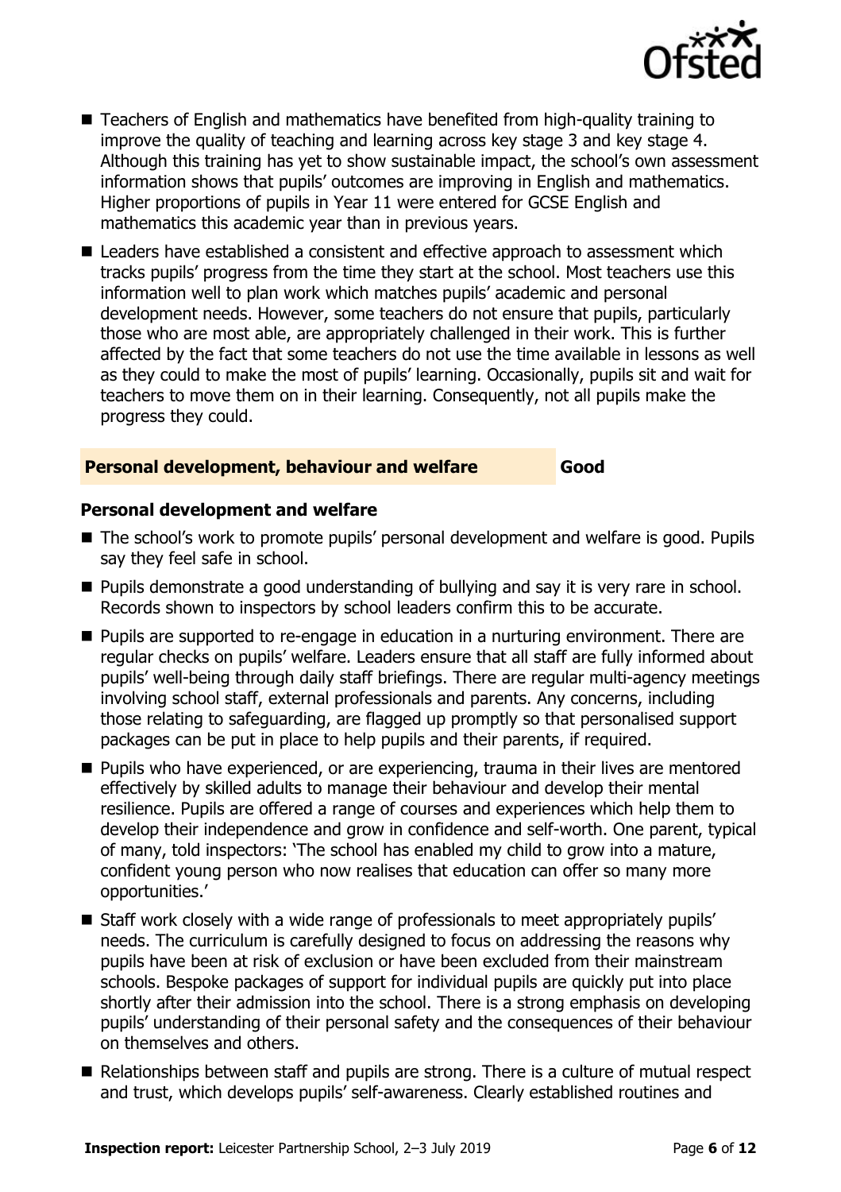- Teachers of English and mathematics have benefited from high-quality training to improve the quality of teaching and learning across key stage 3 and key stage 4. Although this training has yet to show sustainable impact, the school's own assessment information shows that pupils' outcomes are improving in English and mathematics. Higher proportions of pupils in Year 11 were entered for GCSE English and mathematics this academic year than in previous years.
- Leaders have established a consistent and effective approach to assessment which tracks pupils' progress from the time they start at the school. Most teachers use this information well to plan work which matches pupils' academic and personal development needs. However, some teachers do not ensure that pupils, particularly those who are most able, are appropriately challenged in their work. This is further affected by the fact that some teachers do not use the time available in lessons as well as they could to make the most of pupils' learning. Occasionally, pupils sit and wait for teachers to move them on in their learning. Consequently, not all pupils make the progress they could.

## Personal development, behaviour and welfare — Good

### Personal development and welfare

- The school's work to promote pupils' personal development and welfare is good. Pupils say they feel safe in school.
- Pupils demonstrate a good understanding of bullying and say it is very rare in school. Records shown to inspectors by school leaders confirm this to be accurate.
- Pupils are supported to re-engage in education in a nurturing environment. There are regular checks on pupils' welfare. Leaders ensure that all staff are fully informed about pupils' well-being through daily staff briefings. There are regular multi-agency meetings involving school staff, external professionals and parents. Any concerns, including those relating to safeguarding, are flagged up promptly so that personalised support packages can be put in place to help pupils and their parents, if required.
- Pupils who have experienced, or are experiencing, trauma in their lives are mentored effectively by skilled adults to manage their behaviour and develop their mental resilience. Pupils are offered a range of courses and experiences which help them to develop their independence and grow in confidence and self-worth. One parent, typical of many, told inspectors: 'The school has enabled my child to grow into a mature, confident young person who now realises that education can offer so many more opportunities.'
- Staff work closely with a wide range of professionals to meet appropriately pupils' needs. The curriculum is carefully designed to focus on addressing the reasons why pupils have been at risk of exclusion or have been excluded from their mainstream schools. Bespoke packages of support for individual pupils are quickly put into place shortly after their admission into the school. There is a strong emphasis on developing pupils' understanding of their personal safety and the consequences of their behaviour on themselves and others.
- Relationships between staff and pupils are strong. There is a culture of mutual respect and trust, which develops pupils' self-awareness. Clearly established routines and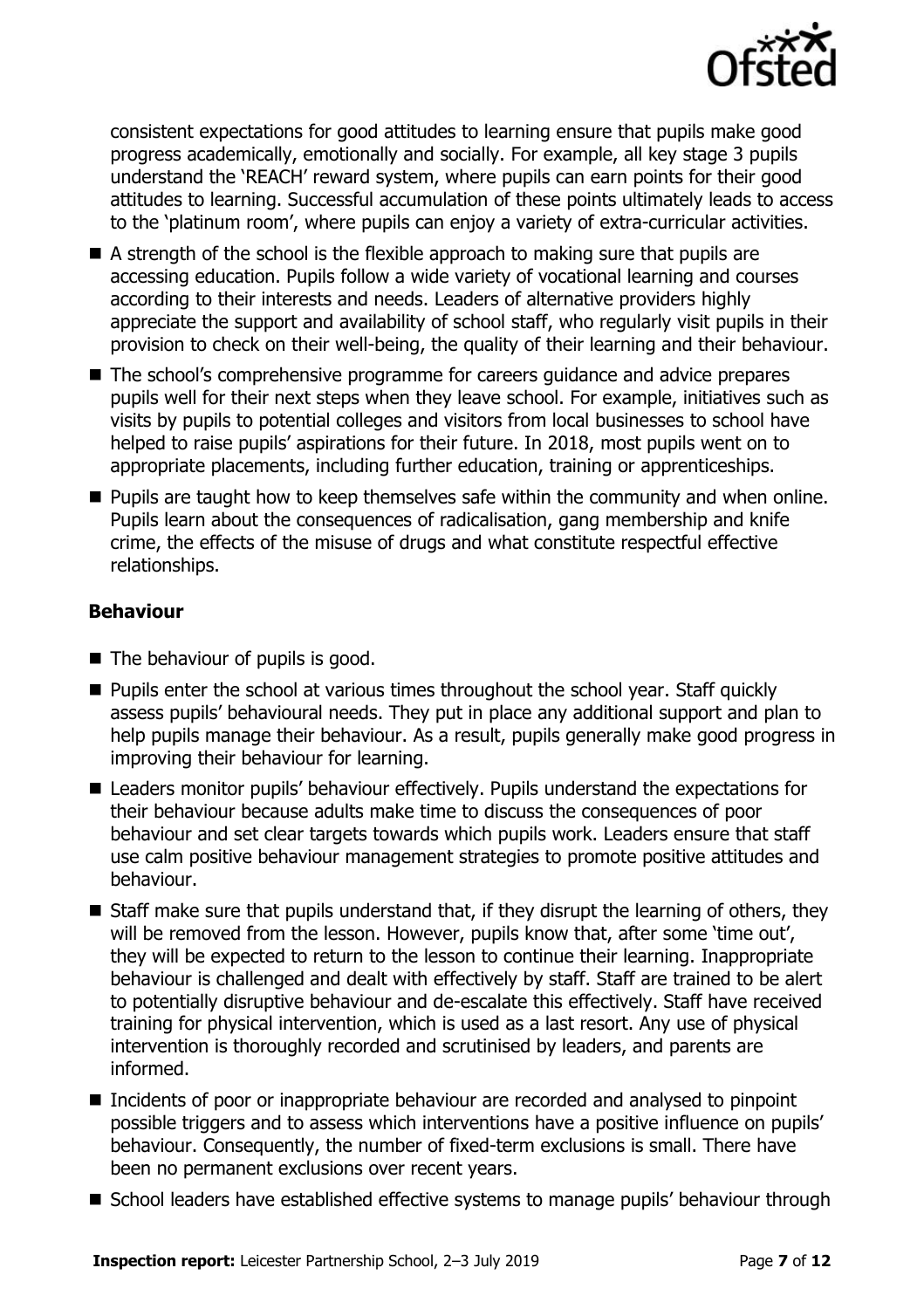consistent expectations for good attitudes to learning ensure that pupils make good progress academically, emotionally and socially. For example, all key stage 3 pupils understand the 'REACH' reward system, where pupils can earn points for their good attitudes to learning. Successful accumulation of these points ultimately leads to access to the 'platinum room', where pupils can enjoy a variety of extra-curricular activities.

- A strength of the school is the flexible approach to making sure that pupils are accessing education. Pupils follow a wide variety of vocational learning and courses according to their interests and needs. Leaders of alternative providers highly appreciate the support and availability of school staff, who regularly visit pupils in their provision to check on their well-being, the quality of their learning and their behaviour.
- The school's comprehensive programme for careers guidance and advice prepares pupils well for their next steps when they leave school. For example, initiatives such as visits by pupils to potential colleges and visitors from local businesses to school have helped to raise pupils' aspirations for their future. In 2018, most pupils went on to appropriate placements, including further education, training or apprenticeships.
- Pupils are taught how to keep themselves safe within the community and when online. Pupils learn about the consequences of radicalisation, gang membership and knife crime, the effects of the misuse of drugs and what constitute respectful effective relationships.

### Behaviour

- The behaviour of pupils is good.
- Pupils enter the school at various times throughout the school year. Staff quickly assess pupils' behavioural needs. They put in place any additional support and plan to help pupils manage their behaviour. As a result, pupils generally make good progress in improving their behaviour for learning.
- Leaders monitor pupils' behaviour effectively. Pupils understand the expectations for their behaviour because adults make time to discuss the consequences of poor behaviour and set clear targets towards which pupils work. Leaders ensure that staff use calm positive behaviour management strategies to promote positive attitudes and behaviour.
- Staff make sure that pupils understand that, if they disrupt the learning of others, they will be removed from the lesson. However, pupils know that, after some 'time out', they will be expected to return to the lesson to continue their learning. Inappropriate behaviour is challenged and dealt with effectively by staff. Staff are trained to be alert to potentially disruptive behaviour and de-escalate this effectively. Staff have received training for physical intervention, which is used as a last resort. Any use of physical intervention is thoroughly recorded and scrutinised by leaders, and parents are informed.
- Incidents of poor or inappropriate behaviour are recorded and analysed to pinpoint possible triggers and to assess which interventions have a positive influence on pupils' behaviour. Consequently, the number of fixed-term exclusions is small. There have been no permanent exclusions over recent years.
- School leaders have established effective systems to manage pupils' behaviour through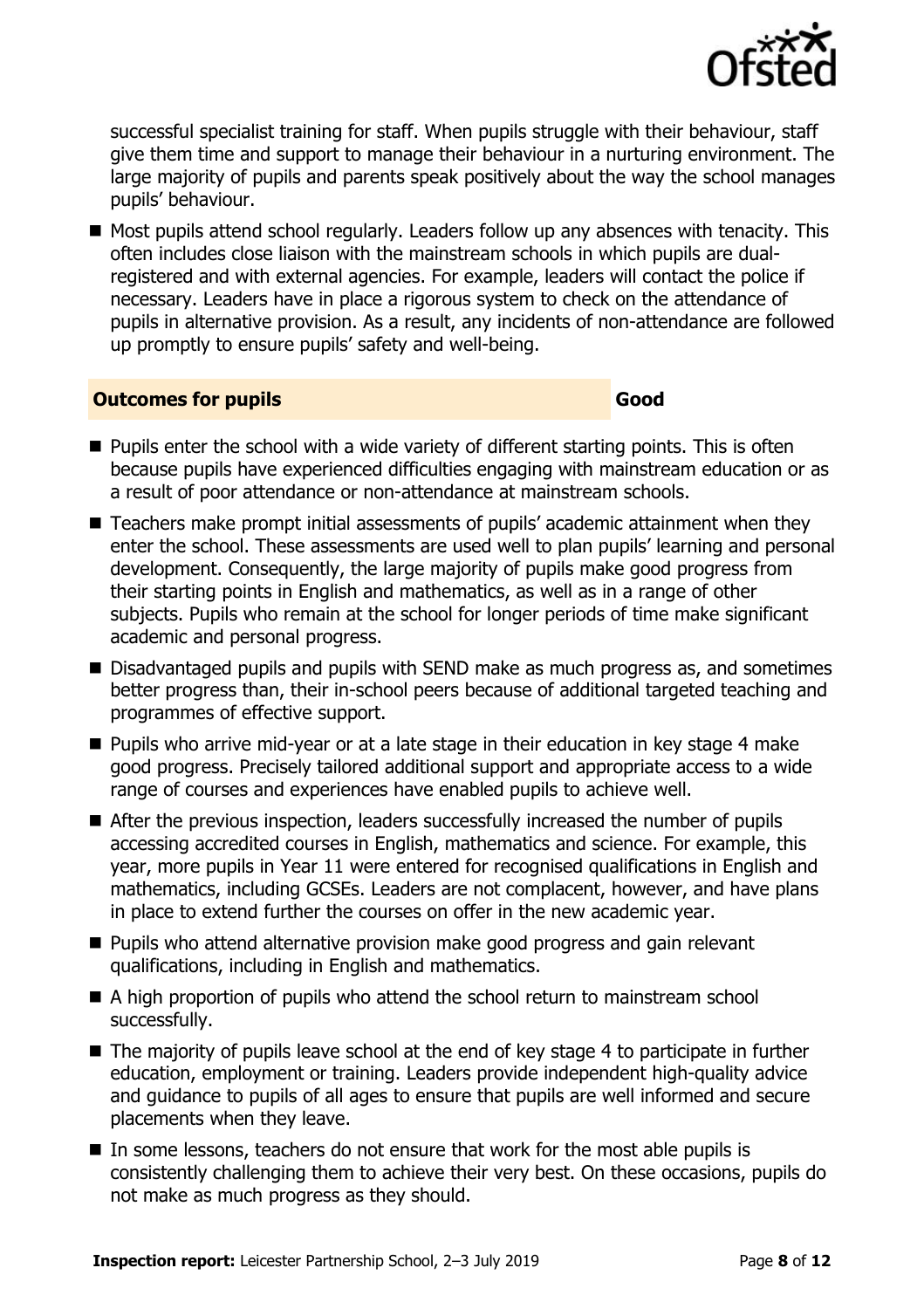successful specialist training for staff. When pupils struggle with their behaviour, staff give them time and support to manage their behaviour in a nurturing environment. The large majority of pupils and parents speak positively about the way the school manages pupils' behaviour.

- Most pupils attend school regularly. Leaders follow up any absences with tenacity. This often includes close liaison with the mainstream schools in which pupils are dual-registered and with external agencies. For example, leaders will contact the police if necessary. Leaders have in place a rigorous system to check on the attendance of pupils in alternative provision. As a result, any incidents of non-attendance are followed up promptly to ensure pupils' safety and well-being.

## Outcomes for pupils — Good

- Pupils enter the school with a wide variety of different starting points. This is often because pupils have experienced difficulties engaging with mainstream education or as a result of poor attendance or non-attendance at mainstream schools.
- Teachers make prompt initial assessments of pupils' academic attainment when they enter the school. These assessments are used well to plan pupils' learning and personal development. Consequently, the large majority of pupils make good progress from their starting points in English and mathematics, as well as in a range of other subjects. Pupils who remain at the school for longer periods of time make significant academic and personal progress.
- Disadvantaged pupils and pupils with SEND make as much progress as, and sometimes better progress than, their in-school peers because of additional targeted teaching and programmes of effective support.
- Pupils who arrive mid-year or at a late stage in their education in key stage 4 make good progress. Precisely tailored additional support and appropriate access to a wide range of courses and experiences have enabled pupils to achieve well.
- After the previous inspection, leaders successfully increased the number of pupils accessing accredited courses in English, mathematics and science. For example, this year, more pupils in Year 11 were entered for recognised qualifications in English and mathematics, including GCSEs. Leaders are not complacent, however, and have plans in place to extend further the courses on offer in the new academic year.
- Pupils who attend alternative provision make good progress and gain relevant qualifications, including in English and mathematics.
- A high proportion of pupils who attend the school return to mainstream school successfully.
- The majority of pupils leave school at the end of key stage 4 to participate in further education, employment or training. Leaders provide independent high-quality advice and guidance to pupils of all ages to ensure that pupils are well informed and secure placements when they leave.
- In some lessons, teachers do not ensure that work for the most able pupils is consistently challenging them to achieve their very best. On these occasions, pupils do not make as much progress as they should.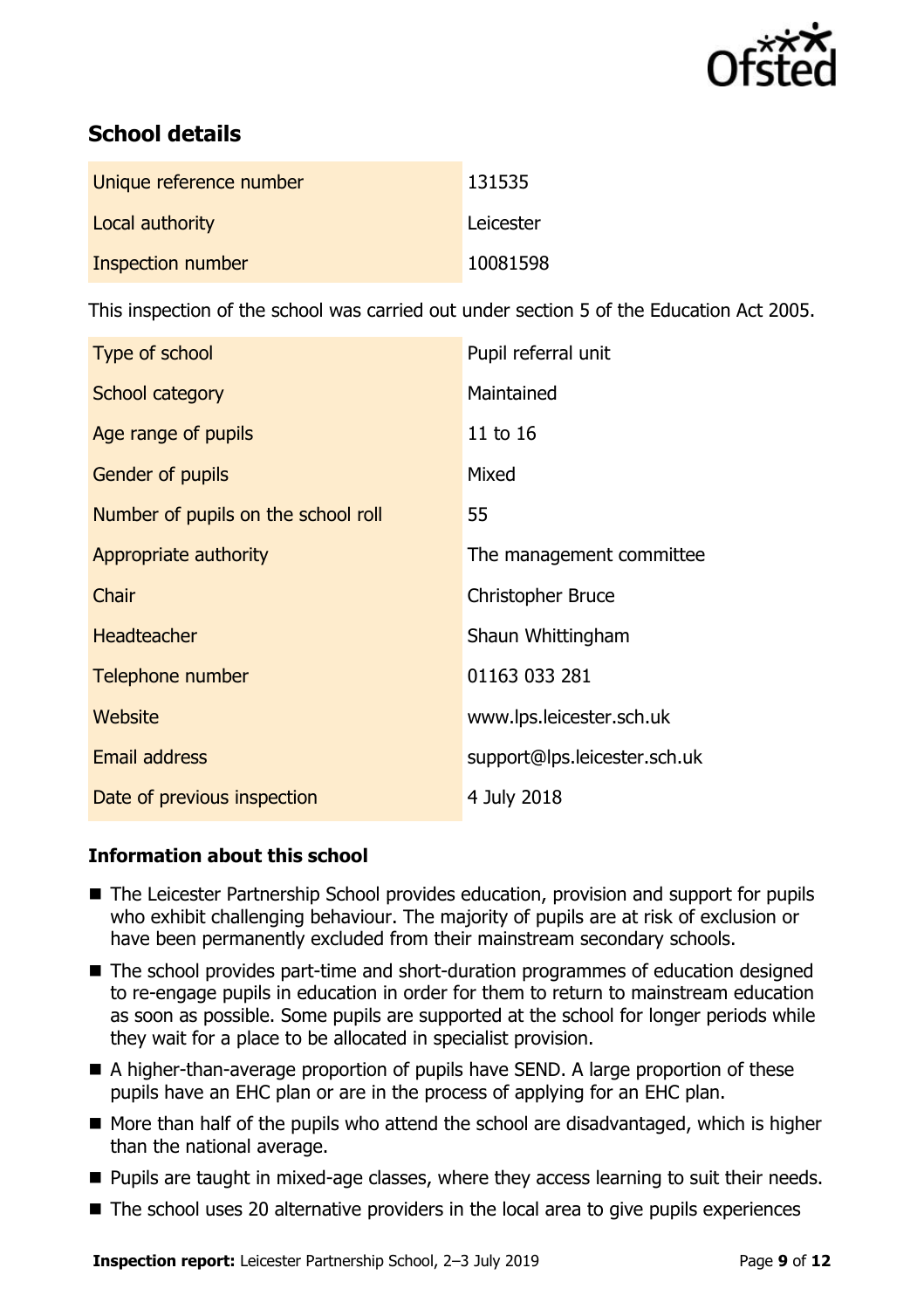## School details

| Unique reference number | 131535 |
|---|---|
| Local authority | Leicester |
| Inspection number | 10081598 |

This inspection of the school was carried out under section 5 of the Education Act 2005.

| Type of school | Pupil referral unit |
|---|---|
| School category | Maintained |
| Age range of pupils | 11 to 16 |
| Gender of pupils | Mixed |
| Number of pupils on the school roll | 55 |
| Appropriate authority | The management committee |
| Chair | Christopher Bruce |
| Headteacher | Shaun Whittingham |
| Telephone number | 01163 033 281 |
| Website | www.lps.leicester.sch.uk |
| Email address | support@lps.leicester.sch.uk |
| Date of previous inspection | 4 July 2018 |

### Information about this school

- The Leicester Partnership School provides education, provision and support for pupils who exhibit challenging behaviour. The majority of pupils are at risk of exclusion or have been permanently excluded from their mainstream secondary schools.
- The school provides part-time and short-duration programmes of education designed to re-engage pupils in education in order for them to return to mainstream education as soon as possible. Some pupils are supported at the school for longer periods while they wait for a place to be allocated in specialist provision.
- A higher-than-average proportion of pupils have SEND. A large proportion of these pupils have an EHC plan or are in the process of applying for an EHC plan.
- More than half of the pupils who attend the school are disadvantaged, which is higher than the national average.
- Pupils are taught in mixed-age classes, where they access learning to suit their needs.
- The school uses 20 alternative providers in the local area to give pupils experiences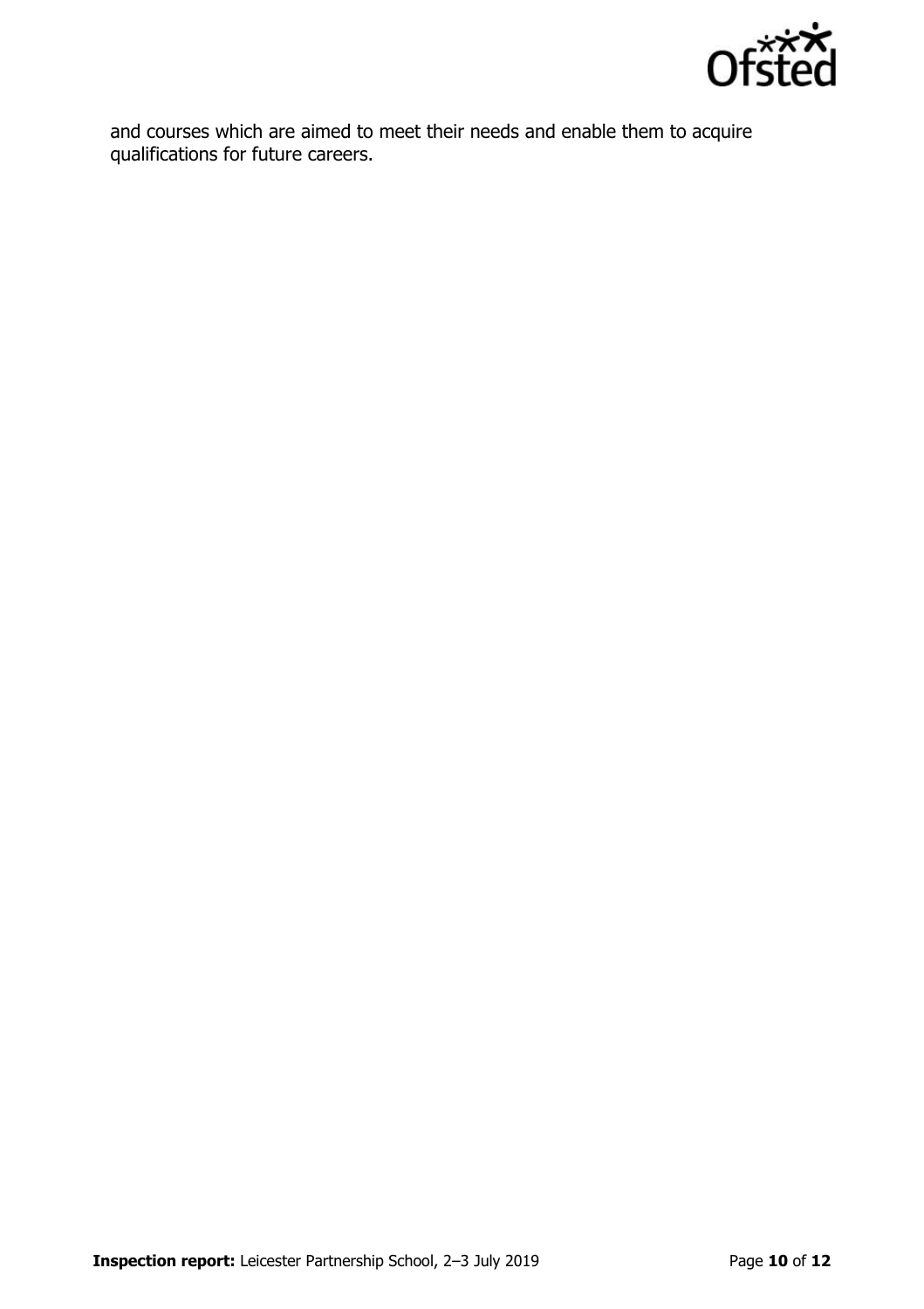and courses which are aimed to meet their needs and enable them to acquire qualifications for future careers.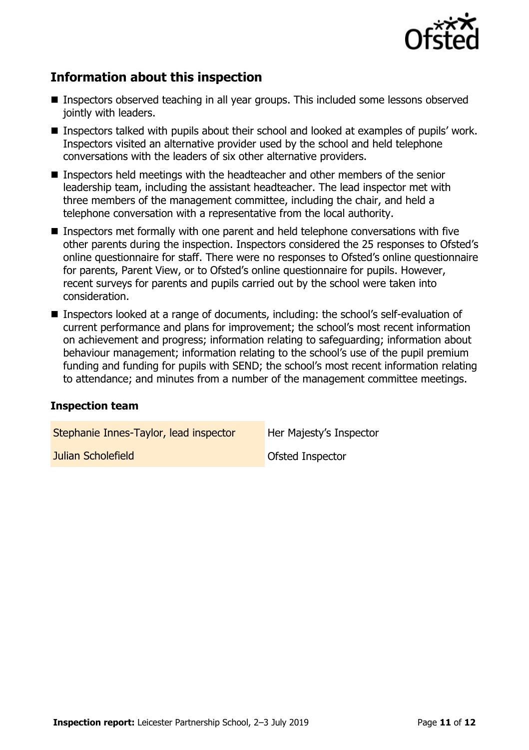## Information about this inspection

- Inspectors observed teaching in all year groups. This included some lessons observed jointly with leaders.
- Inspectors talked with pupils about their school and looked at examples of pupils' work. Inspectors visited an alternative provider used by the school and held telephone conversations with the leaders of six other alternative providers.
- Inspectors held meetings with the headteacher and other members of the senior leadership team, including the assistant headteacher. The lead inspector met with three members of the management committee, including the chair, and held a telephone conversation with a representative from the local authority.
- Inspectors met formally with one parent and held telephone conversations with five other parents during the inspection. Inspectors considered the 25 responses to Ofsted's online questionnaire for staff. There were no responses to Ofsted's online questionnaire for parents, Parent View, or to Ofsted's online questionnaire for pupils. However, recent surveys for parents and pupils carried out by the school were taken into consideration.
- Inspectors looked at a range of documents, including: the school's self-evaluation of current performance and plans for improvement; the school's most recent information on achievement and progress; information relating to safeguarding; information about behaviour management; information relating to the school's use of the pupil premium funding and funding for pupils with SEND; the school's most recent information relating to attendance; and minutes from a number of the management committee meetings.

### Inspection team

| | |
|---|---|
| Stephanie Innes-Taylor, lead inspector | Her Majesty's Inspector |
| Julian Scholefield | Ofsted Inspector |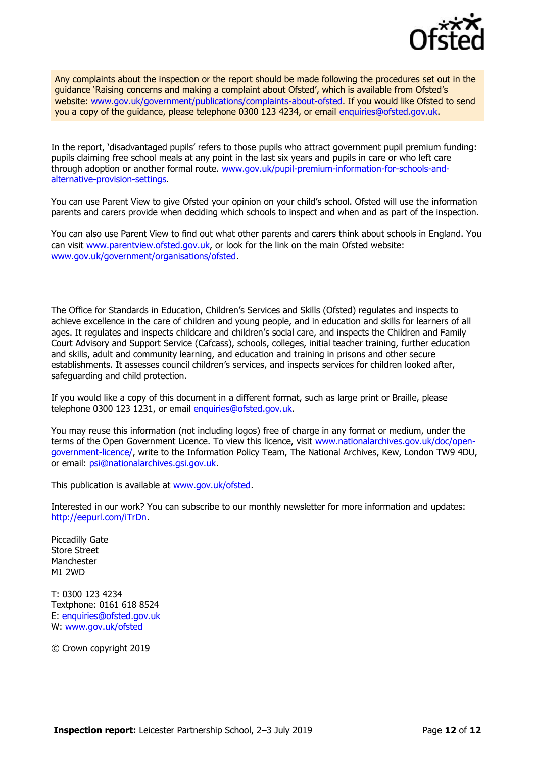Any complaints about the inspection or the report should be made following the procedures set out in the guidance 'Raising concerns and making a complaint about Ofsted', which is available from Ofsted's website: www.gov.uk/government/publications/complaints-about-ofsted. If you would like Ofsted to send you a copy of the guidance, please telephone 0300 123 4234, or email enquiries@ofsted.gov.uk.

In the report, 'disadvantaged pupils' refers to those pupils who attract government pupil premium funding: pupils claiming free school meals at any point in the last six years and pupils in care or who left care through adoption or another formal route. www.gov.uk/pupil-premium-information-for-schools-and-alternative-provision-settings.

You can use Parent View to give Ofsted your opinion on your child's school. Ofsted will use the information parents and carers provide when deciding which schools to inspect and when and as part of the inspection.

You can also use Parent View to find out what other parents and carers think about schools in England. You can visit www.parentview.ofsted.gov.uk, or look for the link on the main Ofsted website: www.gov.uk/government/organisations/ofsted.

The Office for Standards in Education, Children's Services and Skills (Ofsted) regulates and inspects to achieve excellence in the care of children and young people, and in education and skills for learners of all ages. It regulates and inspects childcare and children's social care, and inspects the Children and Family Court Advisory and Support Service (Cafcass), schools, colleges, initial teacher training, further education and skills, adult and community learning, and education and training in prisons and other secure establishments. It assesses council children's services, and inspects services for children looked after, safeguarding and child protection.

If you would like a copy of this document in a different format, such as large print or Braille, please telephone 0300 123 1231, or email enquiries@ofsted.gov.uk.

You may reuse this information (not including logos) free of charge in any format or medium, under the terms of the Open Government Licence. To view this licence, visit www.nationalarchives.gov.uk/doc/open-government-licence/, write to the Information Policy Team, The National Archives, Kew, London TW9 4DU, or email: psi@nationalarchives.gsi.gov.uk.

This publication is available at www.gov.uk/ofsted.

Interested in our work? You can subscribe to our monthly newsletter for more information and updates: http://eepurl.com/iTrDn.

Piccadilly Gate
Store Street
Manchester
M1 2WD

T: 0300 123 4234
Textphone: 0161 618 8524
E: enquiries@ofsted.gov.uk
W: www.gov.uk/ofsted

© Crown copyright 2019